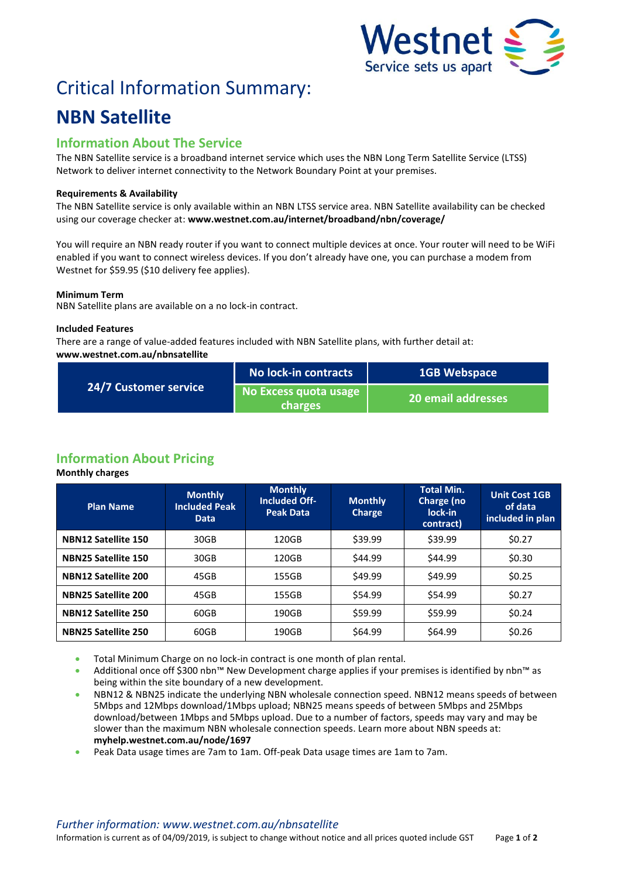Westnet
Service sets us apart

# Critical Information Summary:

# NBN Satellite

## Information About The Service

The NBN Satellite service is a broadband internet service which uses the NBN Long Term Satellite Service (LTSS) Network to deliver internet connectivity to the Network Boundary Point at your premises.

### Requirements & Availability

The NBN Satellite service is only available within an NBN LTSS service area. NBN Satellite availability can be checked using our coverage checker at: **www.westnet.com.au/internet/broadband/nbn/coverage/**

You will require an NBN ready router if you want to connect multiple devices at once. Your router will need to be WiFi enabled if you want to connect wireless devices. If you don't already have one, you can purchase a modem from Westnet for $59.95 ($10 delivery fee applies).

### Minimum Term

NBN Satellite plans are available on a no lock-in contract.

### Included Features

There are a range of value-added features included with NBN Satellite plans, with further detail at: **www.westnet.com.au/nbnsatellite**

| 24/7 Customer service | No lock-in contracts | 1GB Webspace |
|---|---|---|
| | No Excess quota usage charges | 20 email addresses |

## Information About Pricing

**Monthly charges**

| Plan Name | Monthly Included Peak Data | Monthly Included Off-Peak Data | Monthly Charge | Total Min. Charge (no lock-in contract) | Unit Cost 1GB of data included in plan |
|---|---|---|---|---|---|
| **NBN12 Satellite 150** | 30GB | 120GB | $39.99 | $39.99 | $0.27 |
| **NBN25 Satellite 150** | 30GB | 120GB | $44.99 | $44.99 | $0.30 |
| **NBN12 Satellite 200** | 45GB | 155GB | $49.99 | $49.99 | $0.25 |
| **NBN25 Satellite 200** | 45GB | 155GB | $54.99 | $54.99 | $0.27 |
| **NBN12 Satellite 250** | 60GB | 190GB | $59.99 | $59.99 | $0.24 |
| **NBN25 Satellite 250** | 60GB | 190GB | $64.99 | $64.99 | $0.26 |

- Total Minimum Charge on no lock-in contract is one month of plan rental.
- Additional once off $300 nbn™ New Development charge applies if your premises is identified by nbn™ as being within the site boundary of a new development.
- NBN12 & NBN25 indicate the underlying NBN wholesale connection speed. NBN12 means speeds of between 5Mbps and 12Mbps download/1Mbps upload; NBN25 means speeds of between 5Mbps and 25Mbps download/between 1Mbps and 5Mbps upload. Due to a number of factors, speeds may vary and may be slower than the maximum NBN wholesale connection speeds. Learn more about NBN speeds at: **myhelp.westnet.com.au/node/1697**
- Peak Data usage times are 7am to 1am. Off-peak Data usage times are 1am to 7am.

*Further information: www.westnet.com.au/nbnsatellite*

Information is current as of 04/09/2019, is subject to change without notice and all prices quoted include GST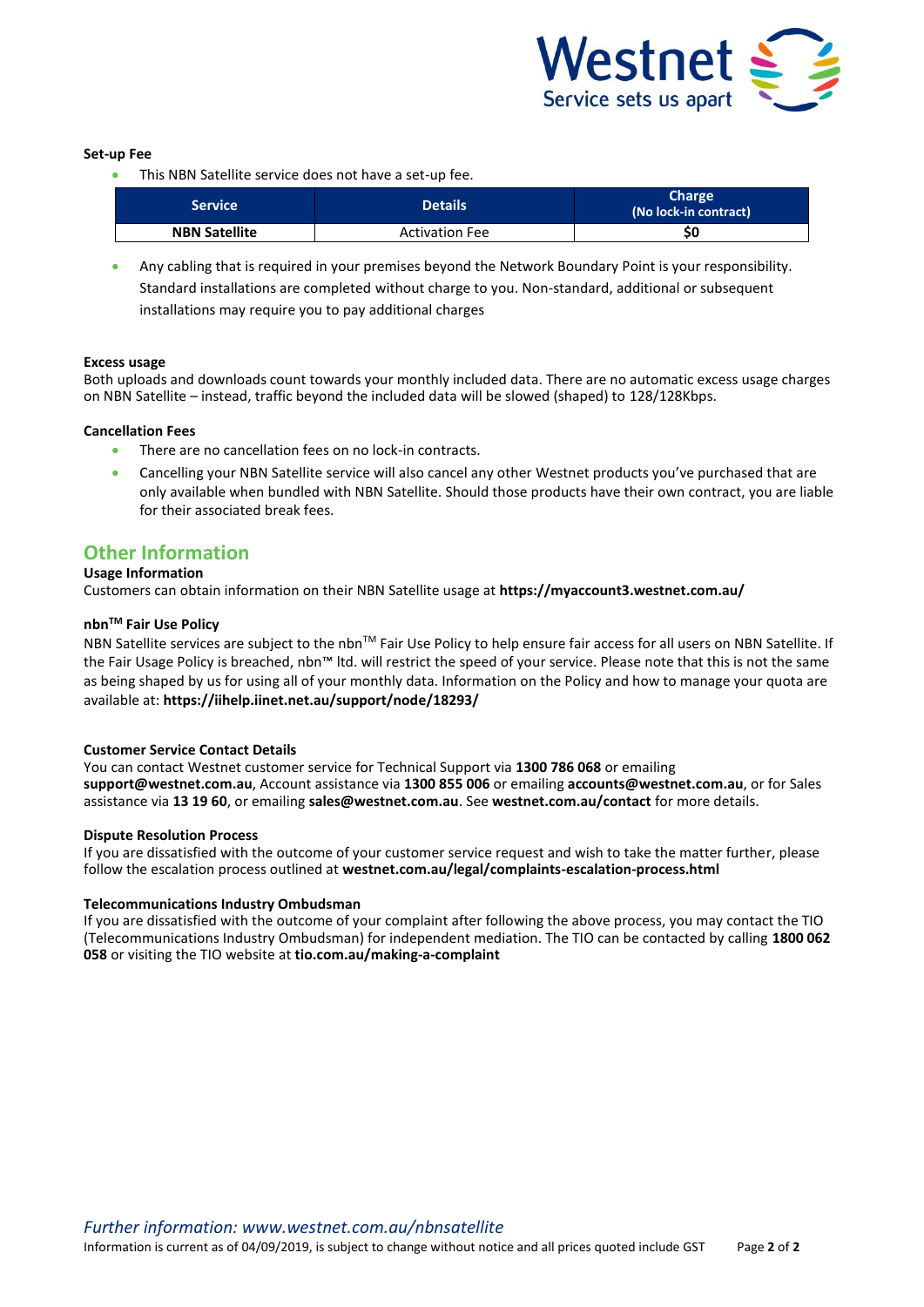**Set-up Fee**

- This NBN Satellite service does not have a set-up fee.

| Service | Details | Charge (No lock-in contract) |
|---|---|---|
| **NBN Satellite** | Activation Fee | **$0** |

- Any cabling that is required in your premises beyond the Network Boundary Point is your responsibility. Standard installations are completed without charge to you. Non-standard, additional or subsequent installations may require you to pay additional charges

**Excess usage**

Both uploads and downloads count towards your monthly included data. There are no automatic excess usage charges on NBN Satellite – instead, traffic beyond the included data will be slowed (shaped) to 128/128Kbps.

**Cancellation Fees**

- There are no cancellation fees on no lock-in contracts.
- Cancelling your NBN Satellite service will also cancel any other Westnet products you've purchased that are only available when bundled with NBN Satellite. Should those products have their own contract, you are liable for their associated break fees.

## Other Information

**Usage Information**

Customers can obtain information on their NBN Satellite usage at **https://myaccount3.westnet.com.au/**

**nbn™ Fair Use Policy**

NBN Satellite services are subject to the nbn™ Fair Use Policy to help ensure fair access for all users on NBN Satellite. If the Fair Usage Policy is breached, nbn™ ltd. will restrict the speed of your service. Please note that this is not the same as being shaped by us for using all of your monthly data. Information on the Policy and how to manage your quota are available at: **https://iihelp.iinet.net.au/support/node/18293/**

**Customer Service Contact Details**

You can contact Westnet customer service for Technical Support via **1300 786 068** or emailing **support@westnet.com.au**, Account assistance via **1300 855 006** or emailing **accounts@westnet.com.au**, or for Sales assistance via **13 19 60**, or emailing **sales@westnet.com.au**. See **westnet.com.au/contact** for more details.

**Dispute Resolution Process**

If you are dissatisfied with the outcome of your customer service request and wish to take the matter further, please follow the escalation process outlined at **westnet.com.au/legal/complaints-escalation-process.html**

**Telecommunications Industry Ombudsman**

If you are dissatisfied with the outcome of your complaint after following the above process, you may contact the TIO (Telecommunications Industry Ombudsman) for independent mediation. The TIO can be contacted by calling **1800 062 058** or visiting the TIO website at **tio.com.au/making-a-complaint**

*Further information: www.westnet.com.au/nbnsatellite*

Information is current as of 04/09/2019, is subject to change without notice and all prices quoted include GST